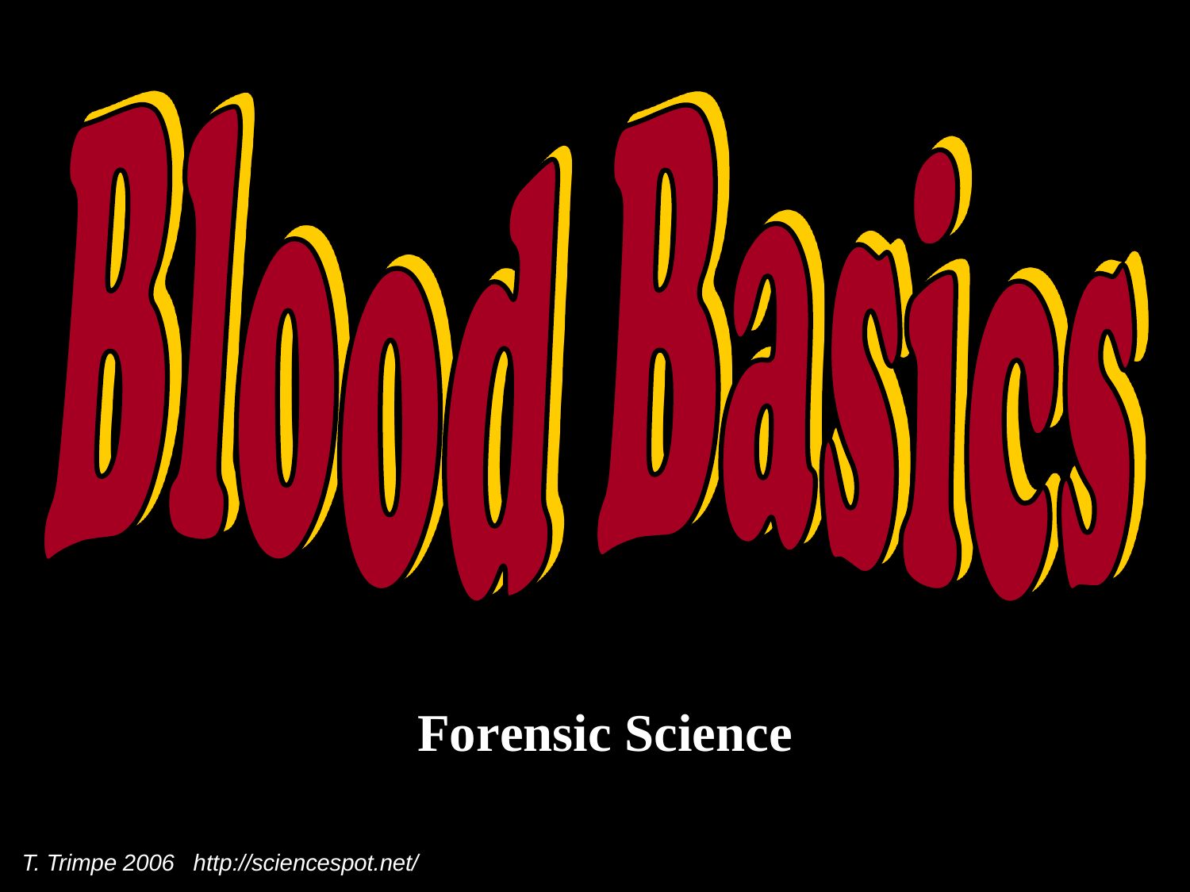# Blood Basics

**Forensic Science**

*T. Trimpe 2006   http://sciencespot.net/*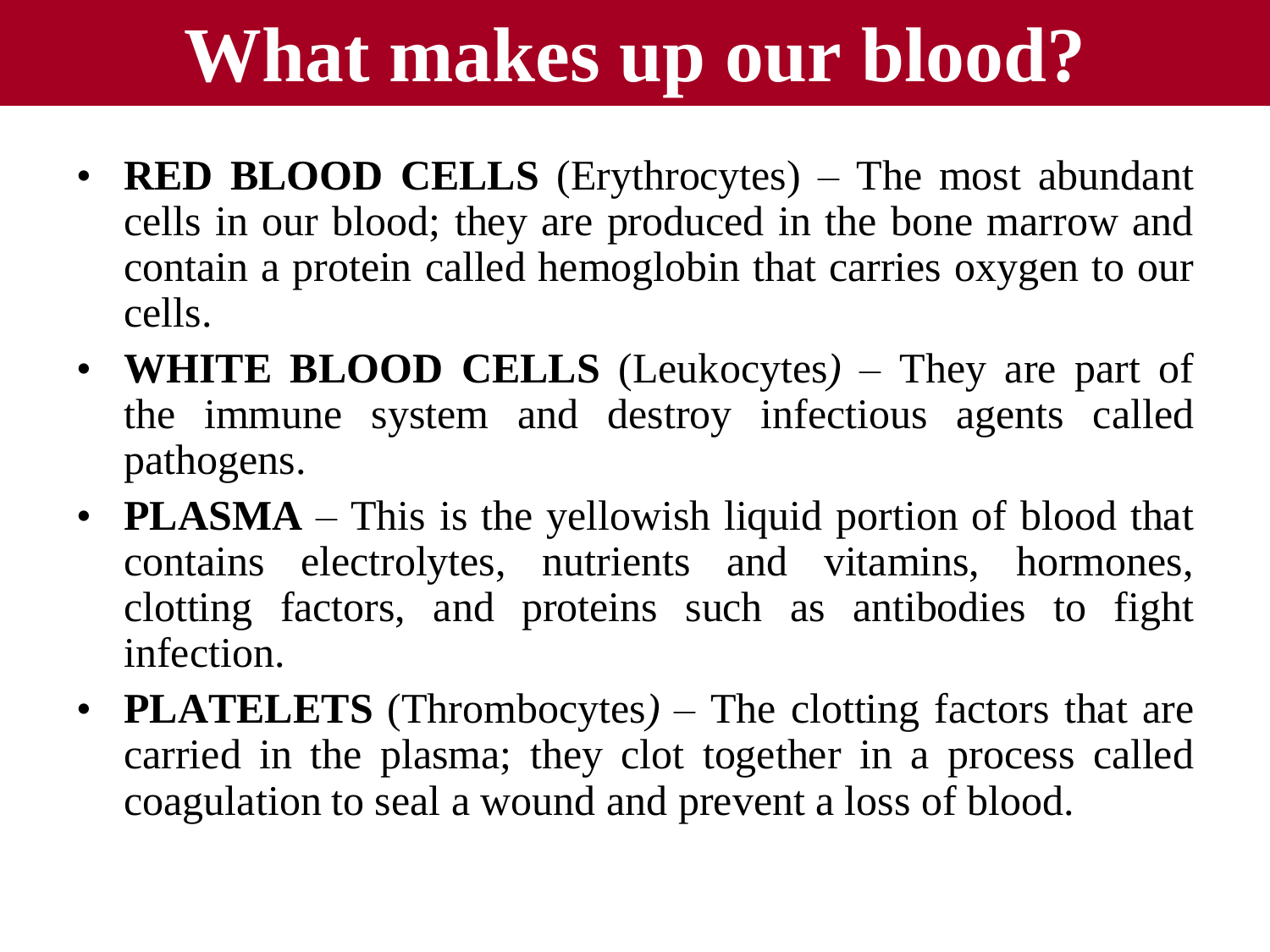# What makes up our blood?

- **RED BLOOD CELLS** (Erythrocytes) – The most abundant cells in our blood; they are produced in the bone marrow and contain a protein called hemoglobin that carries oxygen to our cells.
- **WHITE BLOOD CELLS** (Leukocytes) – They are part of the immune system and destroy infectious agents called pathogens.
- **PLASMA** – This is the yellowish liquid portion of blood that contains electrolytes, nutrients and vitamins, hormones, clotting factors, and proteins such as antibodies to fight infection.
- **PLATELETS** (Thrombocytes) – The clotting factors that are carried in the plasma; they clot together in a process called coagulation to seal a wound and prevent a loss of blood.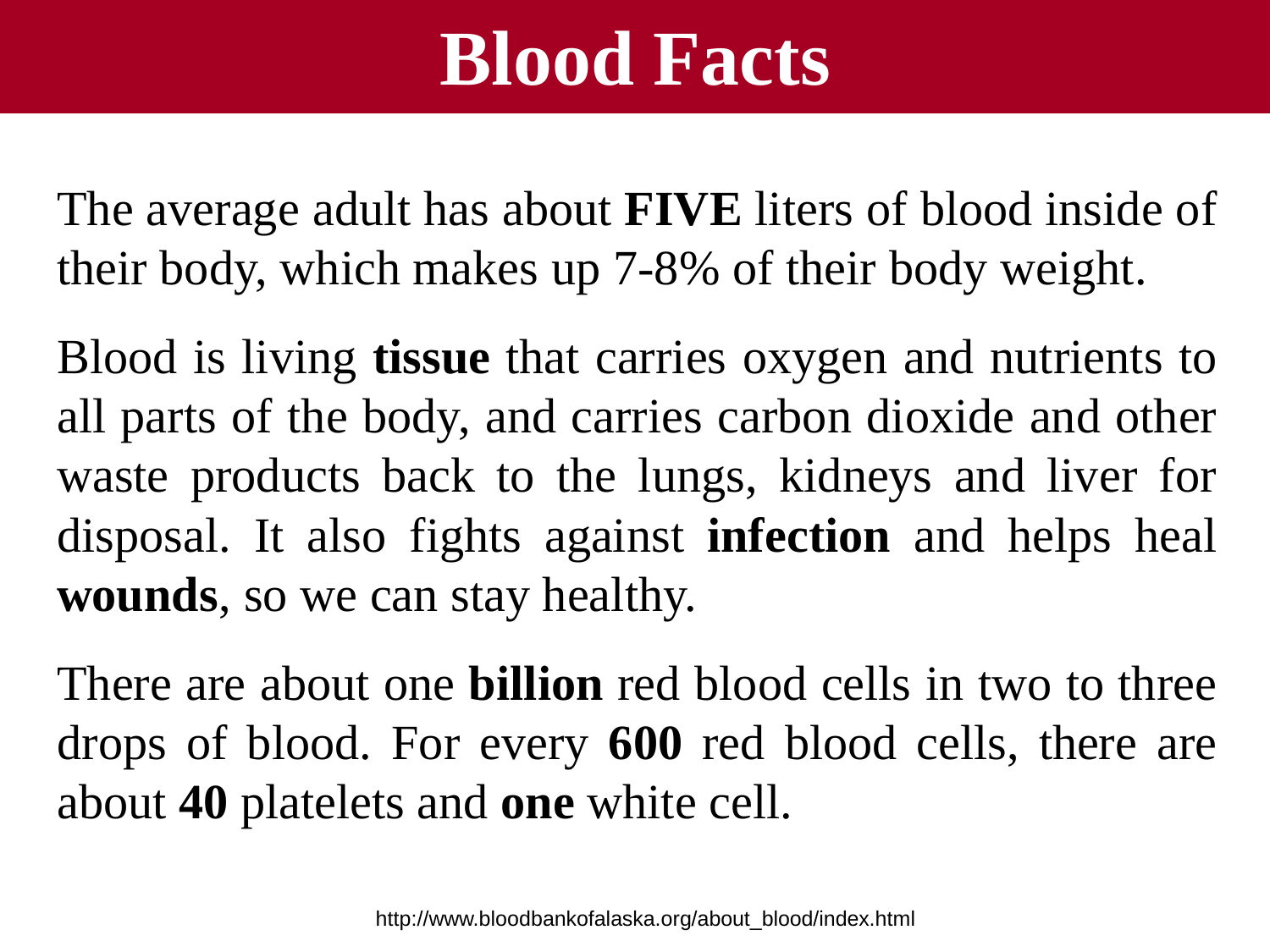# Blood Facts

The average adult has about **FIVE** liters of blood inside of their body, which makes up 7-8% of their body weight.

Blood is living **tissue** that carries oxygen and nutrients to all parts of the body, and carries carbon dioxide and other waste products back to the lungs, kidneys and liver for disposal. It also fights against **infection** and helps heal **wounds**, so we can stay healthy.

There are about one **billion** red blood cells in two to three drops of blood. For every **600** red blood cells, there are about **40** platelets and **one** white cell.

http://www.bloodbankofalaska.org/about_blood/index.html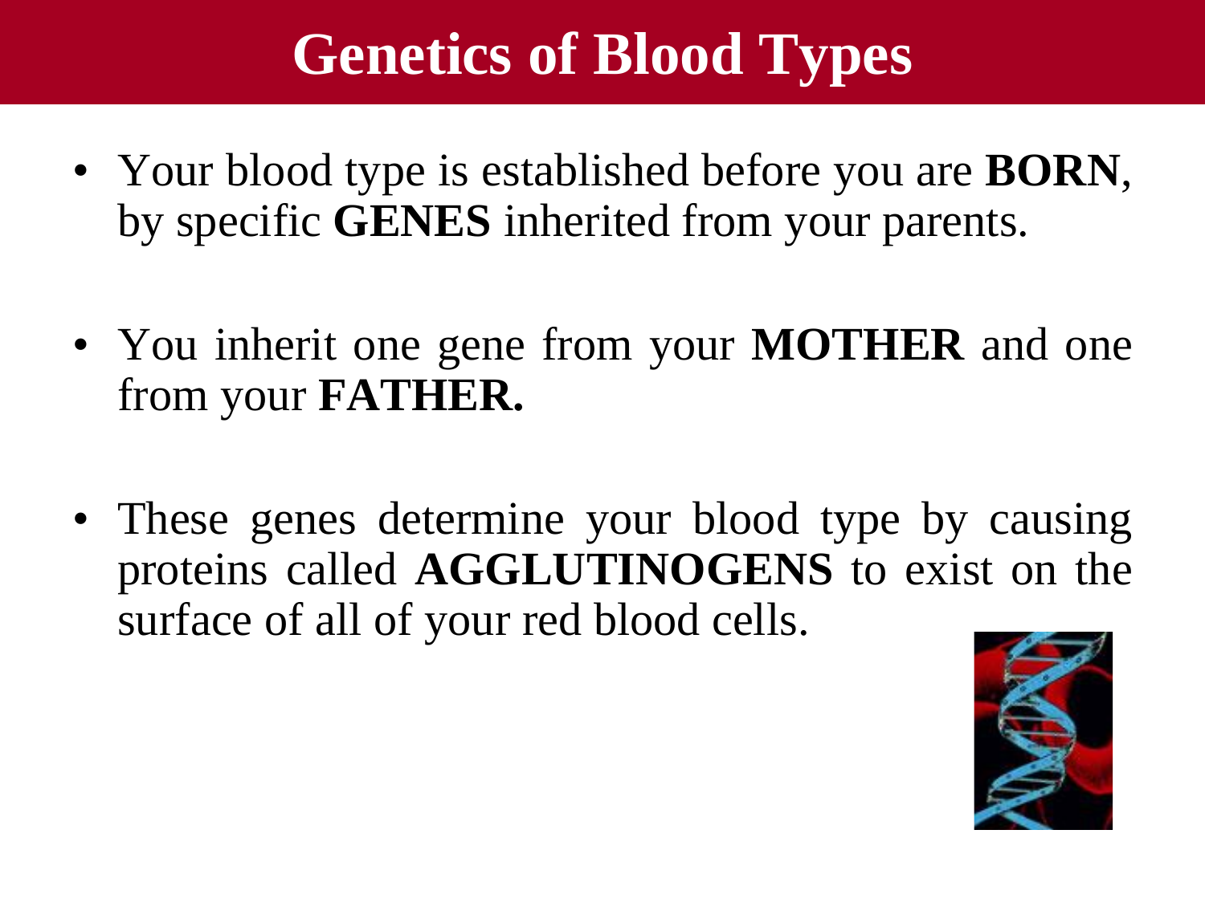# Genetics of Blood Types

- Your blood type is established before you are **BORN**, by specific **GENES** inherited from your parents.
- You inherit one gene from your **MOTHER** and one from your **FATHER.**
- These genes determine your blood type by causing proteins called **AGGLUTINOGENS** to exist on the surface of all of your red blood cells.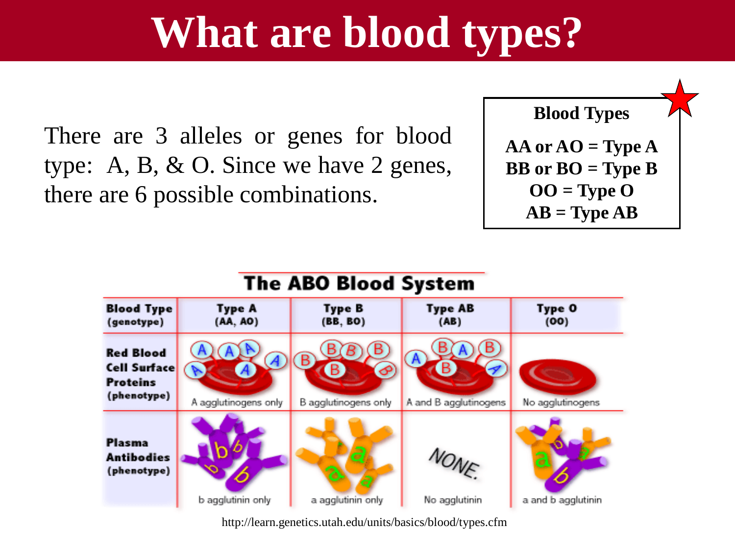# What are blood types?

There are 3 alleles or genes for blood type: A, B, & O. Since we have 2 genes, there are 6 possible combinations.

**Blood Types**

**AA or AO = Type A**
**BB or BO = Type B**
**OO = Type O**
**AB = Type AB**

## The ABO Blood System

| Blood Type (genotype) | Type A (AA, AO) | Type B (BB, BO) | Type AB (AB) | Type O (OO) |
|---|---|---|---|---|
| Red Blood Cell Surface Proteins (phenotype) | A agglutinogens only | B agglutinogens only | A and B agglutinogens | No agglutinogens |
| Plasma Antibodies (phenotype) | b agglutinin only | a agglutinin only | NONE. No agglutinin | a and b agglutinin |

http://learn.genetics.utah.edu/units/basics/blood/types.cfm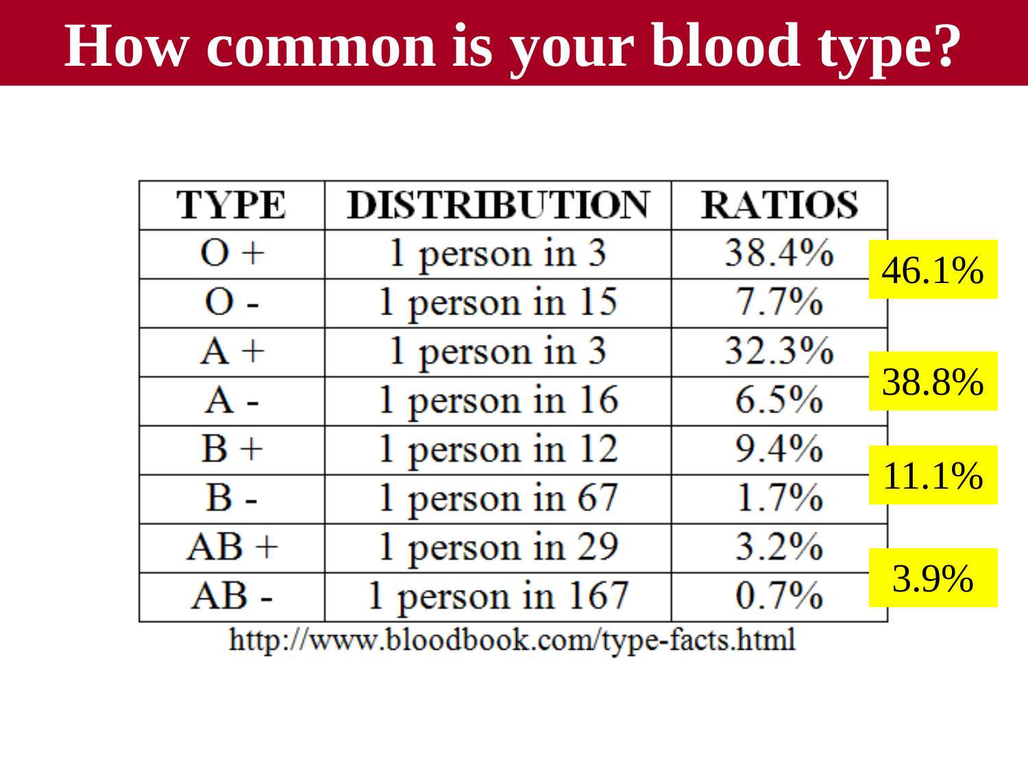# How common is your blood type?

| TYPE | DISTRIBUTION | RATIOS | |
|---|---|---|---|
| O + | 1 person in 3 | 38.4% | 46.1% |
| O - | 1 person in 15 | 7.7% | |
| A + | 1 person in 3 | 32.3% | 38.8% |
| A - | 1 person in 16 | 6.5% | |
| B + | 1 person in 12 | 9.4% | 11.1% |
| B - | 1 person in 67 | 1.7% | |
| AB + | 1 person in 29 | 3.2% | 3.9% |
| AB - | 1 person in 167 | 0.7% | |

http://www.bloodbook.com/type-facts.html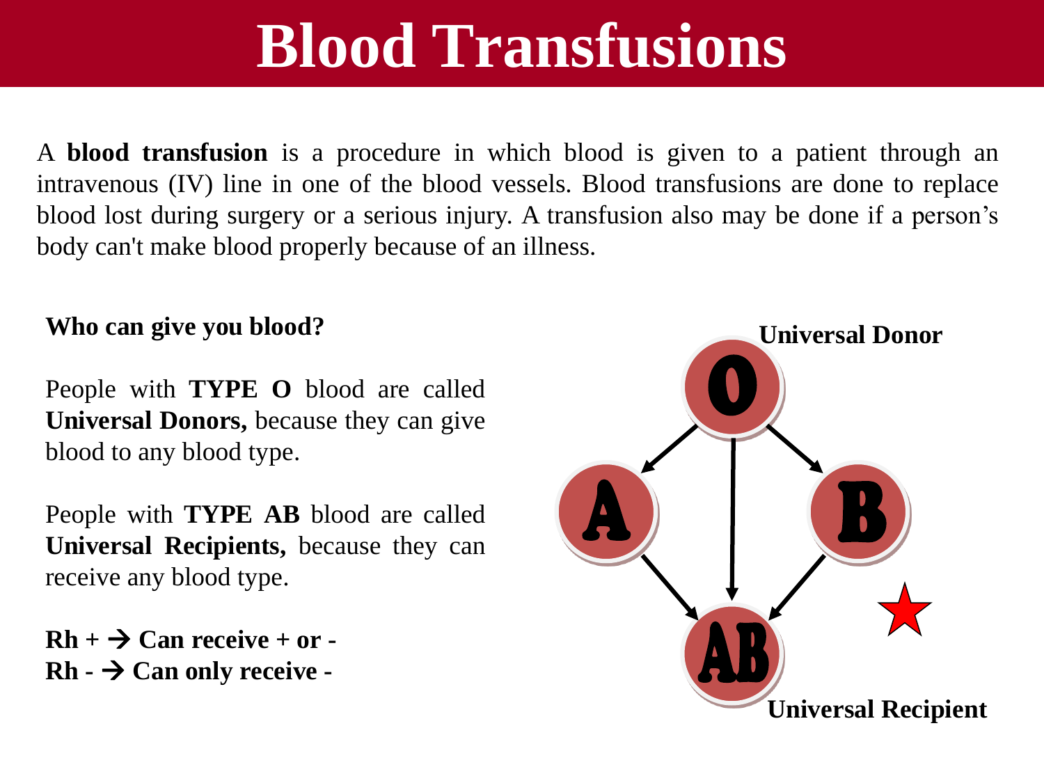# Blood Transfusions

A **blood transfusion** is a procedure in which blood is given to a patient through an intravenous (IV) line in one of the blood vessels. Blood transfusions are done to replace blood lost during surgery or a serious injury. A transfusion also may be done if a person's body can't make blood properly because of an illness.

**Who can give you blood?**

People with **TYPE O** blood are called **Universal Donors,** because they can give blood to any blood type.

People with **TYPE AB** blood are called **Universal Recipients,** because they can receive any blood type.

**Rh + → Can receive + or -**
**Rh - → Can only receive -**

**Universal Donor**

O

A

B

AB

**Universal Recipient**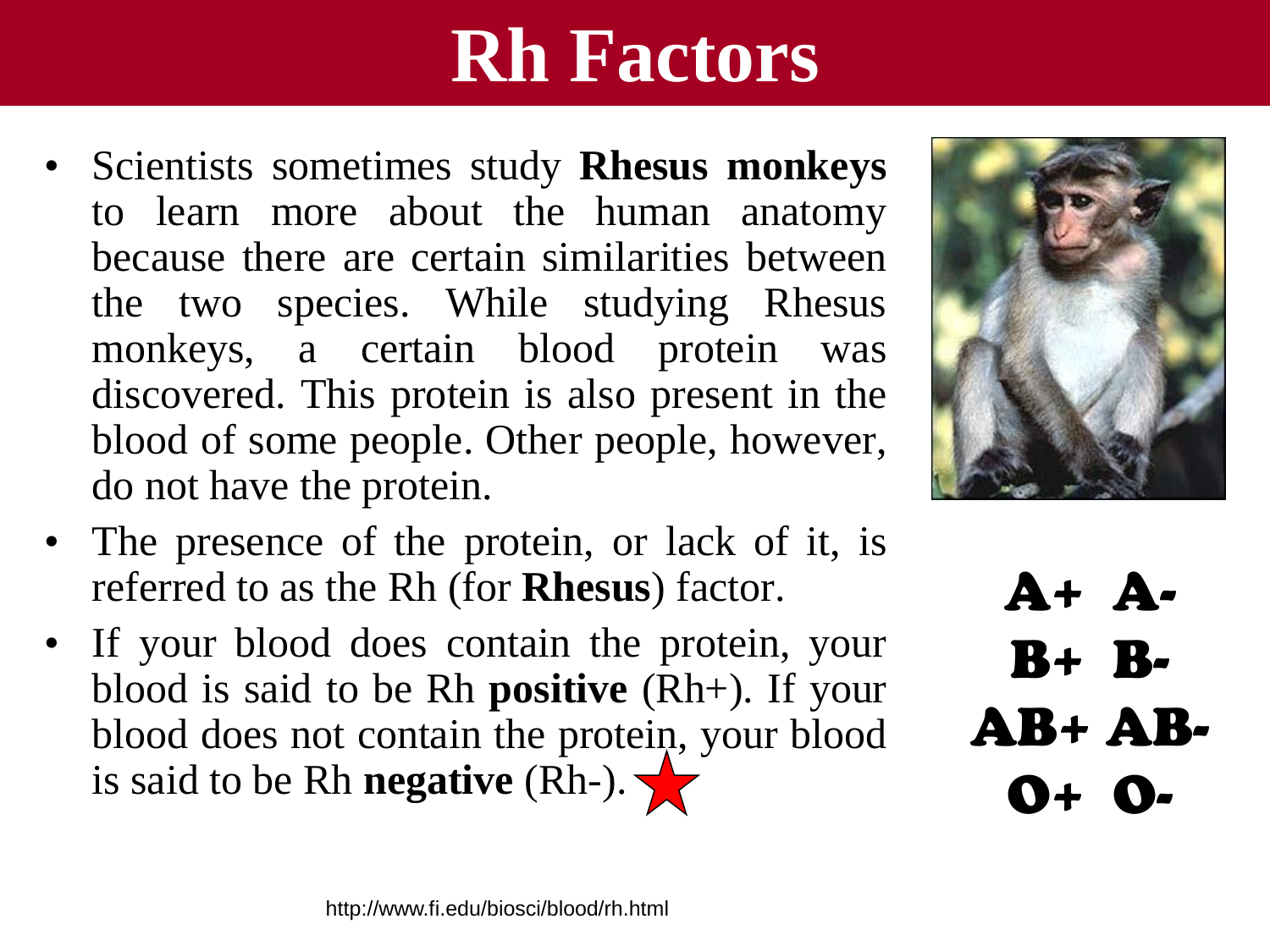# Rh Factors

- Scientists sometimes study **Rhesus monkeys** to learn more about the human anatomy because there are certain similarities between the two species. While studying Rhesus monkeys, a certain blood protein was discovered. This protein is also present in the blood of some people. Other people, however, do not have the protein.
- The presence of the protein, or lack of it, is referred to as the Rh (for **Rhesus**) factor.
- If your blood does contain the protein, your blood is said to be Rh **positive** (Rh+). If your blood does not contain the protein, your blood is said to be Rh **negative** (Rh-).

**A+ A-**

**B+ B-**

**AB+ AB-**

**O+ O-**

http://www.fi.edu/biosci/blood/rh.html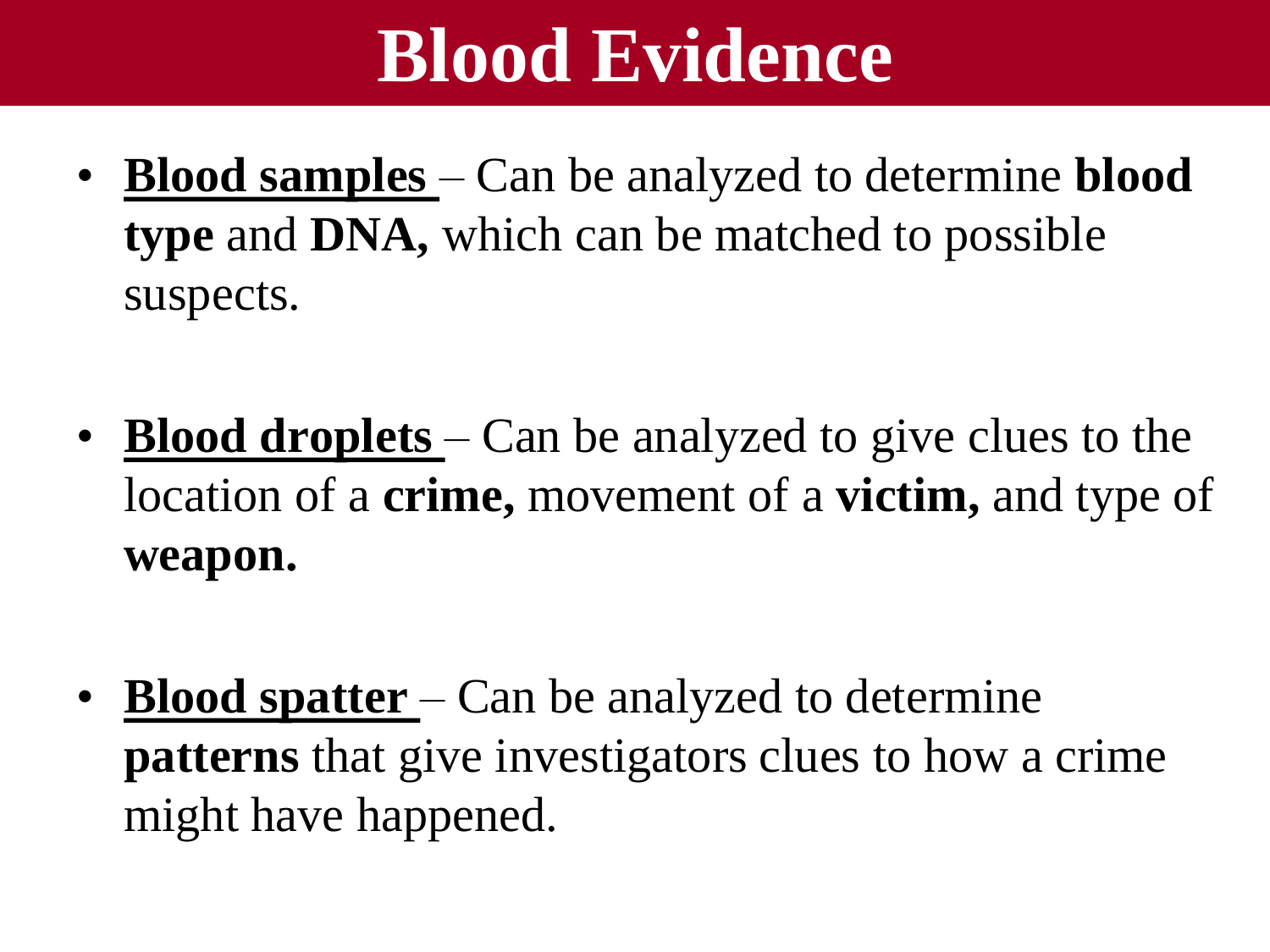# Blood Evidence

- **Blood samples** – Can be analyzed to determine **blood type** and **DNA,** which can be matched to possible suspects.

- **Blood droplets** – Can be analyzed to give clues to the location of a **crime,** movement of a **victim,** and type of **weapon.**

- **Blood spatter** – Can be analyzed to determine **patterns** that give investigators clues to how a crime might have happened.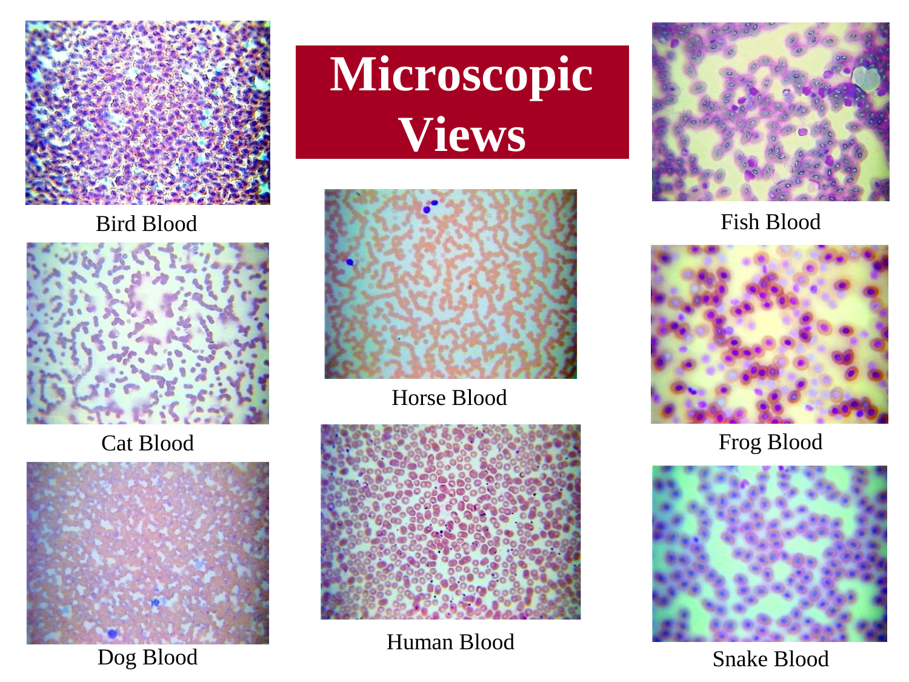# Microscopic Views

Bird Blood

Horse Blood

Fish Blood

Cat Blood

Frog Blood

Dog Blood

Human Blood

Snake Blood